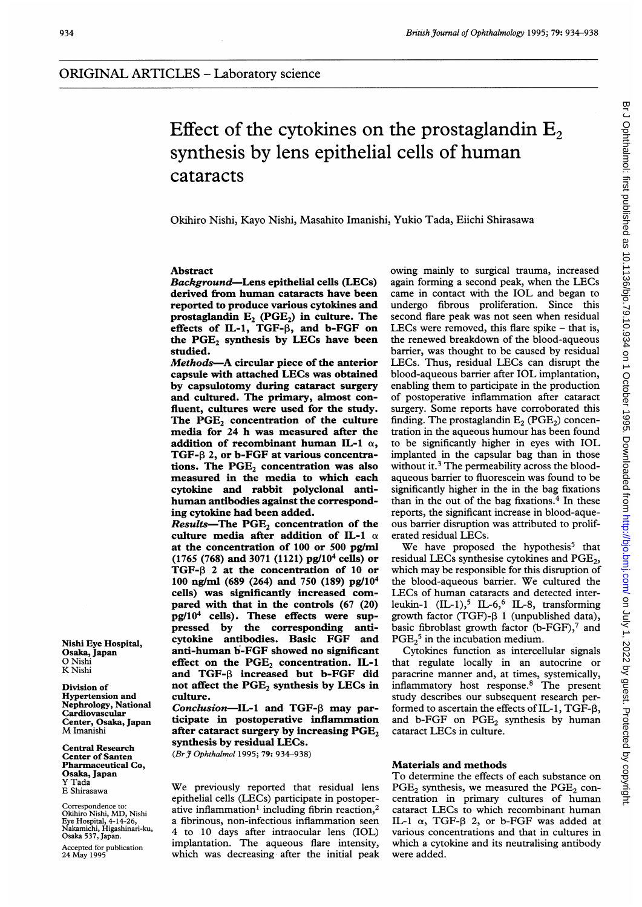## ORIGINAL ARTICLES – Laboratory science

# Effect of the cytokines on the prostaglandin $E_2$ synthesis by lens epithelial cells of human cataracts

Okihiro Nishi, Kayo Nishi, Masahito Imanishi, Yukio Tada, Eiichi Shirasawa

Nishi Eye Hospital, Osaka, Japan
O Nishi
K Nishi

Division of Hypertension and Nephrology, National Cardiovascular Center, Osaka, Japan
M Imanishi

Central Research Center of Santen Pharmaceutical Co, Osaka, Japan
Y Tada
E Shirasawa

Correspondence to: Okihiro Nishi, MD, Nishi Eye Hospital, 4-14-26, Nakamichi, Higashinari-ku, Osaka 537, Japan.

Accepted for publication 24 May 1995

## Abstract

***Background***—**Lens epithelial cells (LECs) derived from human cataracts have been reported to produce various cytokines and prostaglandin $E_2$ ($PGE_2$) in culture. The effects of IL-1, TGF-β, and b-FGF on the $PGE_2$ synthesis by LECs have been studied.**

***Methods***—**A circular piece of the anterior capsule with attached LECs was obtained by capsulotomy during cataract surgery and cultured. The primary, almost confluent, cultures were used for the study. The $PGE_2$ concentration of the culture media for 24 h was measured after the addition of recombinant human IL-1 α, TGF-β 2, or b-FGF at various concentrations. The $PGE_2$ concentration was also measured in the media to which each cytokine and rabbit polyclonal anti-human antibodies against the corresponding cytokine had been added.**

***Results***—**The $PGE_2$ concentration of the culture media after addition of IL-1 α at the concentration of 100 or 500 pg/ml (1765 (768) and 3071 (1121) pg/$10^4$ cells) or TGF-β 2 at the concentration of 10 or 100 ng/ml (689 (264) and 750 (189) pg/$10^4$ cells) was significantly increased compared with that in the controls (67 (20) pg/$10^4$ cells). These effects were suppressed by the corresponding anti-cytokine antibodies. Basic FGF and anti-human b-FGF showed no significant effect on the $PGE_2$ concentration. IL-1 and TGF-β increased but b-FGF did not affect the $PGE_2$ synthesis by LECs in culture.**

***Conclusion***—**IL-1 and TGF-β may participate in postoperative inflammation after cataract surgery by increasing $PGE_2$ synthesis by residual LECs.**

(*Br J Ophthalmol* 1995; **79**: 934–938)

We previously reported that residual lens epithelial cells (LECs) participate in postoperative inflammation[1] including fibrin reaction,[2] a fibrinous, non-infectious inflammation seen 4 to 10 days after intraocular lens (IOL) implantation. The aqueous flare intensity, which was decreasing after the initial peak owing mainly to surgical trauma, increased again forming a second peak, when the LECs came in contact with the IOL and began to undergo fibrous proliferation. Since this second flare peak was not seen when residual LECs were removed, this flare spike – that is, the renewed breakdown of the blood-aqueous barrier, was thought to be caused by residual LECs. Thus, residual LECs can disrupt the blood-aqueous barrier after IOL implantation, enabling them to participate in the production of postoperative inflammation after cataract surgery. Some reports have corroborated this finding. The prostaglandin $E_2$ ($PGE_2$) concentration in the aqueous humour has been found to be significantly higher in eyes with IOL implanted in the capsular bag than in those without it.[3] The permeability across the blood-aqueous barrier to fluorescein was found to be significantly higher in the in the bag fixations than in the out of the bag fixations.[4] In these reports, the significant increase in blood-aqueous barrier disruption was attributed to proliferated residual LECs.

We have proposed the hypothesis[5] that residual LECs synthesise cytokines and $PGE_2$, which may be responsible for this disruption of the blood-aqueous barrier. We cultured the LECs of human cataracts and detected interleukin-1 (IL-1),[5] IL-6,[6] IL-8, transforming growth factor (TGF)-β 1 (unpublished data), basic fibroblast growth factor (b-FGF),[7] and $PGE_2$[5] in the incubation medium.

Cytokines function as intercellular signals that regulate locally in an autocrine or paracrine manner and, at times, systemically, inflammatory host response.[8] The present study describes our subsequent research performed to ascertain the effects of IL-1, TGF-β, and b-FGF on $PGE_2$ synthesis by human cataract LECs in culture.

## Materials and methods

To determine the effects of each substance on $PGE_2$ synthesis, we measured the $PGE_2$ concentration in primary cultures of human cataract LECs to which recombinant human IL-1 α, TGF-β 2, or b-FGF was added at various concentrations and that in cultures in which a cytokine and its neutralising antibody were added.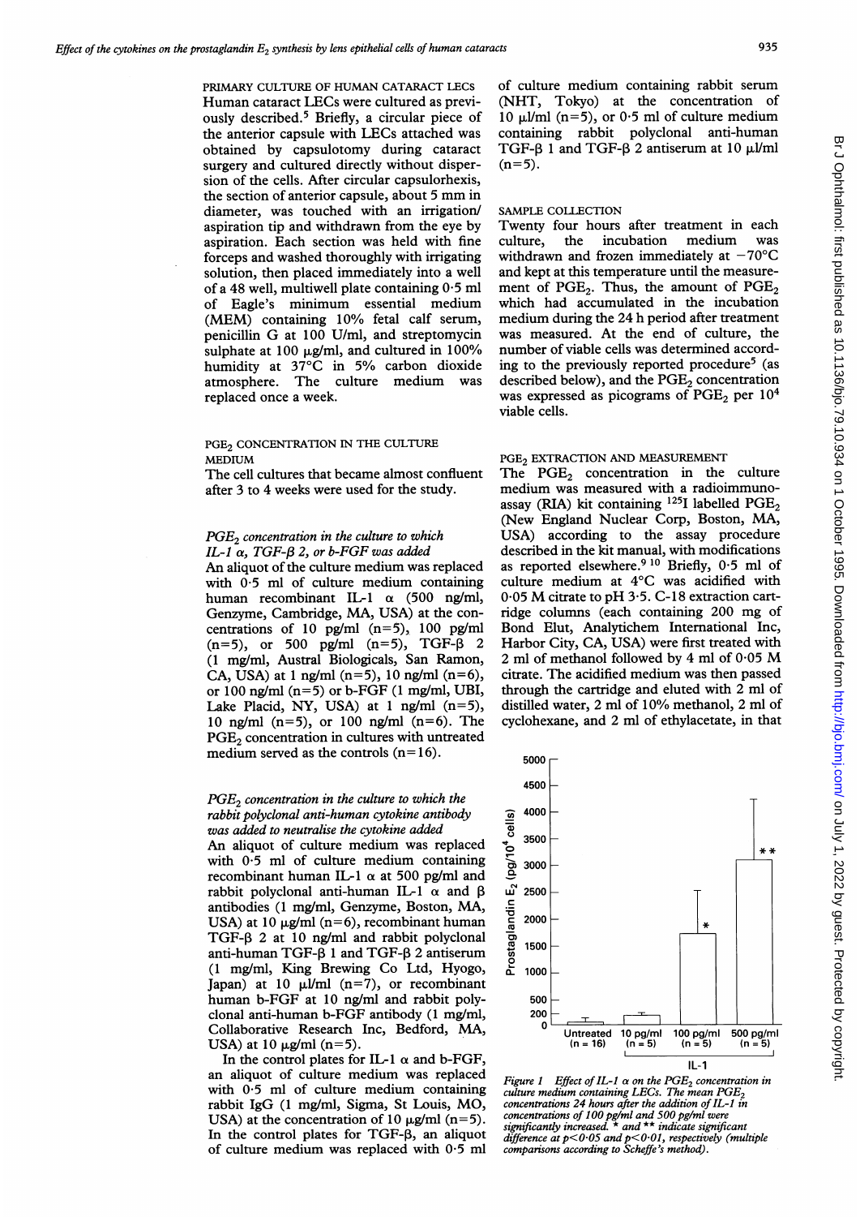PRIMARY CULTURE OF HUMAN CATARACT LECS

Human cataract LECs were cultured as previously described.[5] Briefly, a circular piece of the anterior capsule with LECs attached was obtained by capsulotomy during cataract surgery and cultured directly without dispersion of the cells. After circular capsulorhexis, the section of anterior capsule, about 5 mm in diameter, was touched with an irrigation/aspiration tip and withdrawn from the eye by aspiration. Each section was held with fine forceps and washed thoroughly with irrigating solution, then placed immediately into a well of a 48 well, multiwell plate containing 0·5 ml of Eagle's minimum essential medium (MEM) containing 10% fetal calf serum, penicillin G at 100 U/ml, and streptomycin sulphate at 100 µg/ml, and cultured in 100% humidity at 37°C in 5% carbon dioxide atmosphere. The culture medium was replaced once a week.

PGE$_2$ CONCENTRATION IN THE CULTURE MEDIUM

The cell cultures that became almost confluent after 3 to 4 weeks were used for the study.

*PGE$_2$ concentration in the culture to which IL-1 α, TGF-β 2, or b-FGF was added*

An aliquot of the culture medium was replaced with 0·5 ml of culture medium containing human recombinant IL-1 α (500 ng/ml, Genzyme, Cambridge, MA, USA) at the concentrations of 10 pg/ml (n=5), 100 pg/ml (n=5), or 500 pg/ml (n=5), TGF-β 2 (1 mg/ml, Austral Biologicals, San Ramon, CA, USA) at 1 ng/ml (n=5), 10 ng/ml (n=6), or 100 ng/ml (n=5) or b-FGF (1 mg/ml, UBI, Lake Placid, NY, USA) at 1 ng/ml (n=5), 10 ng/ml (n=5), or 100 ng/ml (n=6). The PGE$_2$ concentration in cultures with untreated medium served as the controls (n=16).

*PGE$_2$ concentration in the culture to which the rabbit polyclonal anti-human cytokine antibody was added to neutralise the cytokine added*

An aliquot of culture medium was replaced with 0·5 ml of culture medium containing recombinant human IL-1 α at 500 pg/ml and rabbit polyclonal anti-human IL-1 α and β antibodies (1 mg/ml, Genzyme, Boston, MA, USA) at 10 µg/ml (n=6), recombinant human TGF-β 2 at 10 ng/ml and rabbit polyclonal anti-human TGF-β 1 and TGF-β 2 antiserum (1 mg/ml, King Brewing Co Ltd, Hyogo, Japan) at 10 µl/ml (n=7), or recombinant human b-FGF at 10 ng/ml and rabbit polyclonal anti-human b-FGF antibody (1 mg/ml, Collaborative Research Inc, Bedford, MA, USA) at 10 µg/ml (n=5).

In the control plates for IL-1 α and b-FGF, an aliquot of culture medium was replaced with 0·5 ml of culture medium containing rabbit IgG (1 mg/ml, Sigma, St Louis, MO, USA) at the concentration of 10 µg/ml (n=5). In the control plates for TGF-β, an aliquot of culture medium was replaced with 0·5 ml of culture medium containing rabbit serum (NHT, Tokyo) at the concentration of 10 µl/ml (n=5), or 0·5 ml of culture medium containing rabbit polyclonal anti-human TGF-β 1 and TGF-β 2 antiserum at 10 µl/ml (n=5).

SAMPLE COLLECTION

Twenty four hours after treatment in each culture, the incubation medium was withdrawn and frozen immediately at −70°C and kept at this temperature until the measurement of PGE$_2$. Thus, the amount of PGE$_2$ which had accumulated in the incubation medium during the 24 h period after treatment was measured. At the end of culture, the number of viable cells was determined according to the previously reported procedure[5] (as described below), and the PGE$_2$ concentration was expressed as picograms of PGE$_2$ per $10^4$ viable cells.

PGE$_2$ EXTRACTION AND MEASUREMENT

The PGE$_2$ concentration in the culture medium was measured with a radioimmunoassay (RIA) kit containing $^{125}$I labelled PGE$_2$ (New England Nuclear Corp, Boston, MA, USA) according to the assay procedure described in the kit manual, with modifications as reported elsewhere.[9,10] Briefly, 0·5 ml of culture medium at 4°C was acidified with 0·05 M citrate to pH 3·5. C-18 extraction cartridge columns (each containing 200 mg of Bond Elut, Analytichem International Inc, Harbor City, CA, USA) were first treated with 2 ml of methanol followed by 4 ml of 0·05 M citrate. The acidified medium was then passed through the cartridge and eluted with 2 ml of distilled water, 2 ml of 10% methanol, 2 ml of cyclohexane, and 2 ml of ethylacetate, in that

*Figure 1 Effect of IL-1 α on the PGE$_2$ concentration in culture medium containing LECs. The mean PGE$_2$ concentrations 24 hours after the addition of IL-1 in concentrations of 100 pg/ml and 500 pg/ml were significantly increased. * and ** indicate significant difference at $p<0·05$ and $p<0·01$, respectively (multiple comparisons according to Scheffe's method).*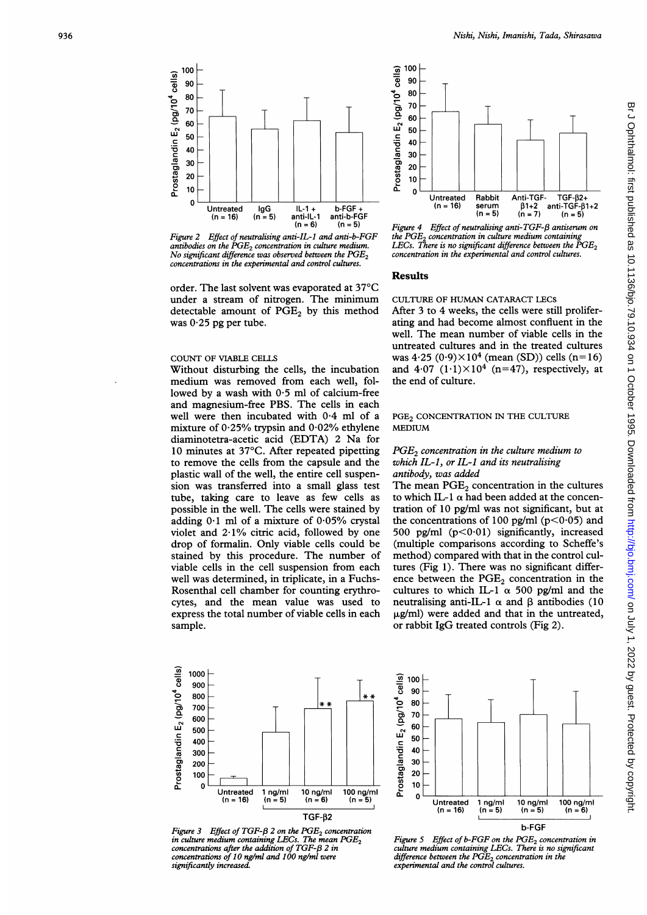Figure 2 Effect of neutralising anti-IL-1 and anti-b-FGF antibodies on the $PGE_2$ concentration in culture medium. No significant difference was observed between the $PGE_2$ concentrations in the experimental and control cultures.

order. The last solvent was evaporated at 37°C under a stream of nitrogen. The minimum detectable amount of $PGE_2$ by this method was 0·25 pg per tube.

COUNT OF VIABLE CELLS

Without disturbing the cells, the incubation medium was removed from each well, followed by a wash with 0·5 ml of calcium-free and magnesium-free PBS. The cells in each well were then incubated with 0·4 ml of a mixture of 0·25% trypsin and 0·02% ethylene diaminotetra-acetic acid (EDTA) 2 Na for 10 minutes at 37°C. After repeated pipetting to remove the cells from the capsule and the plastic wall of the well, the entire cell suspension was transferred into a small glass test tube, taking care to leave as few cells as possible in the well. The cells were stained by adding 0·1 ml of a mixture of 0·05% crystal violet and 2·1% citric acid, followed by one drop of formalin. Only viable cells could be stained by this procedure. The number of viable cells in the cell suspension from each well was determined, in triplicate, in a Fuchs-Rosenthal cell chamber for counting erythrocytes, and the mean value was used to express the total number of viable cells in each sample.

Figure 4 Effect of neutralising anti-TGF-β antiserum on the $PGE_2$ concentration in culture medium containing LECs. There is no significant difference between the $PGE_2$ concentration in the experimental and control cultures.

## Results

CULTURE OF HUMAN CATARACT LECS

After 3 to 4 weeks, the cells were still proliferating and had become almost confluent in the well. The mean number of viable cells in the untreated cultures and in the treated cultures was $4·25\ (0·9)\times10^4$ (mean (SD)) cells (n=16) and $4·07\ (1·1)\times10^4$ (n=47), respectively, at the end of culture.

$PGE_2$ CONCENTRATION IN THE CULTURE MEDIUM

*$PGE_2$ concentration in the culture medium to which IL-1, or IL-1 and its neutralising antibody, was added*

The mean $PGE_2$ concentration in the cultures to which IL-1 α had been added at the concentration of 10 pg/ml was not significant, but at the concentrations of 100 pg/ml ($p<0·05$) and 500 pg/ml ($p<0·01$) significantly, increased (multiple comparisons according to Scheffe's method) compared with that in the control cultures (Fig 1). There was no significant difference between the $PGE_2$ concentration in the cultures to which IL-1 α 500 pg/ml and the neutralising anti-IL-1 α and β antibodies (10 μg/ml) were added and that in the untreated, or rabbit IgG treated controls (Fig 2).

Figure 3 Effect of TGF-β 2 on the $PGE_2$ concentration in culture medium containing LECs. The mean $PGE_2$ concentrations after the addition of TGF-β 2 in concentrations of 10 ng/ml and 100 ng/ml were significantly increased.

Figure 5 Effect of b-FGF on the $PGE_2$ concentration in culture medium containing LECs. There is no significant difference between the $PGE_2$ concentration in the experimental and the control cultures.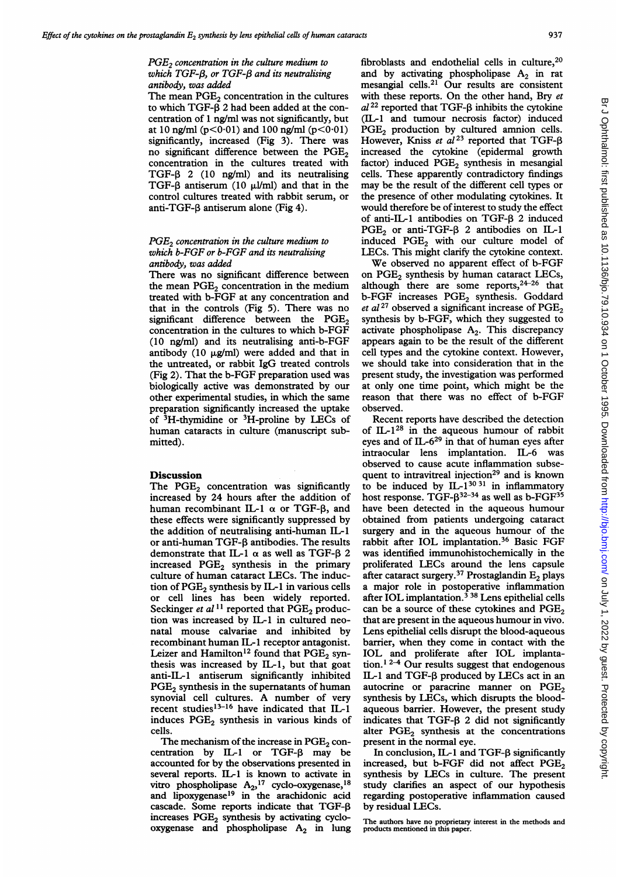### *$PGE_2$ concentration in the culture medium to which TGF-β, or TGF-β and its neutralising antibody, was added*

The mean $PGE_2$ concentration in the cultures to which TGF-β 2 had been added at the concentration of 1 ng/ml was not significantly, but at 10 ng/ml ($p<0.01$) and 100 ng/ml ($p<0.01$) significantly, increased (Fig 3). There was no significant difference between the $PGE_2$ concentration in the cultures treated with TGF-β 2 (10 ng/ml) and its neutralising TGF-β antiserum (10 μl/ml) and that in the control cultures treated with rabbit serum, or anti-TGF-β antiserum alone (Fig 4).

### *$PGE_2$ concentration in the culture medium to which b-FGF or b-FGF and its neutralising antibody, was added*

There was no significant difference between the mean $PGE_2$ concentration in the medium treated with b-FGF at any concentration and that in the controls (Fig 5). There was no significant difference between the $PGE_2$ concentration in the cultures to which b-FGF (10 ng/ml) and its neutralising anti-b-FGF antibody (10 μg/ml) were added and that in the untreated, or rabbit IgG treated controls (Fig 2). That the b-FGF preparation used was biologically active was demonstrated by our other experimental studies, in which the same preparation significantly increased the uptake of $^3$H-thymidine or $^3$H-proline by LECs of human cataracts in culture (manuscript submitted).

## Discussion

The $PGE_2$ concentration was significantly increased by 24 hours after the addition of human recombinant IL-1 α or TGF-β, and these effects were significantly suppressed by the addition of neutralising anti-human IL-1 or anti-human TGF-β antibodies. The results demonstrate that IL-1 α as well as TGF-β 2 increased $PGE_2$ synthesis in the primary culture of human cataract LECs. The induction of $PGE_2$ synthesis by IL-1 in various cells or cell lines has been widely reported. Seckinger *et al*[11] reported that $PGE_2$ production was increased by IL-1 in cultured neonatal mouse calvariae and inhibited by recombinant human IL-1 receptor antagonist. Leizer and Hamilton[12] found that $PGE_2$ synthesis was increased by IL-1, but that goat anti-IL-1 antiserum significantly inhibited $PGE_2$ synthesis in the supernatants of human synovial cell cultures. A number of very recent studies[13–16] have indicated that IL-1 induces $PGE_2$ synthesis in various kinds of cells.

The mechanism of the increase in $PGE_2$ concentration by IL-1 or TGF-β may be accounted for by the observations presented in several reports. IL-1 is known to activate in vitro phospholipase $A_2$,[17] cyclo-oxygenase,[18] and lipoxygenase[19] in the arachidonic acid cascade. Some reports indicate that TGF-β increases $PGE_2$ synthesis by activating cyclo-oxygenase and phospholipase $A_2$ in lung fibroblasts and endothelial cells in culture,[20] and by activating phospholipase $A_2$ in rat mesangial cells.[21] Our results are consistent with these reports. On the other hand, Bry *et al*[22] reported that TGF-β inhibits the cytokine (IL-1 and tumour necrosis factor) induced $PGE_2$ production by cultured amnion cells. However, Kniss *et al*[23] reported that TGF-β increased the cytokine (epidermal growth factor) induced $PGE_2$ synthesis in mesangial cells. These apparently contradictory findings may be the result of the different cell types or the presence of other modulating cytokines. It would therefore be of interest to study the effect of anti-IL-1 antibodies on TGF-β 2 induced $PGE_2$ or anti-TGF-β 2 antibodies on IL-1 induced $PGE_2$ with our culture model of LECs. This might clarify the cytokine context.

We observed no apparent effect of b-FGF on $PGE_2$ synthesis by human cataract LECs, although there are some reports,[24–26] that b-FGF increases $PGE_2$ synthesis. Goddard *et al*[27] observed a significant increase of $PGE_2$ synthesis by b-FGF, which they suggested to activate phospholipase $A_2$. This discrepancy appears again to be the result of the different cell types and the cytokine context. However, we should take into consideration that in the present study, the investigation was performed at only one time point, which might be the reason that there was no effect of b-FGF observed.

Recent reports have described the detection of IL-1[28] in the aqueous humour of rabbit eyes and of IL-6[29] in that of human eyes after intraocular lens implantation. IL-6 was observed to cause acute inflammation subsequent to intravitreal injection[29] and is known to be induced by IL-1[30,31] in inflammatory host response. TGF-β[32–34] as well as b-FGF[35] have been detected in the aqueous humour obtained from patients undergoing cataract surgery and in the aqueous humour of the rabbit after IOL implantation.[36] Basic FGF was identified immunohistochemically in the proliferated LECs around the lens capsule after cataract surgery.[37] Prostaglandin $E_2$ plays a major role in postoperative inflammation after IOL implantation.[3,38] Lens epithelial cells can be a source of these cytokines and $PGE_2$ that are present in the aqueous humour in vivo. Lens epithelial cells disrupt the blood-aqueous barrier, when they come in contact with the IOL and proliferate after IOL implantation.[1,2–4] Our results suggest that endogenous IL-1 and TGF-β produced by LECs act in an autocrine or paracrine manner on $PGE_2$ synthesis by LECs, which disrupts the blood-aqueous barrier. However, the present study indicates that TGF-β 2 did not significantly alter $PGE_2$ synthesis at the concentrations present in the normal eye.

In conclusion, IL-1 and TGF-β significantly increased, but b-FGF did not affect $PGE_2$ synthesis by LECs in culture. The present study clarifies an aspect of our hypothesis regarding postoperative inflammation caused by residual LECs.

The authors have no proprietary interest in the methods and products mentioned in this paper.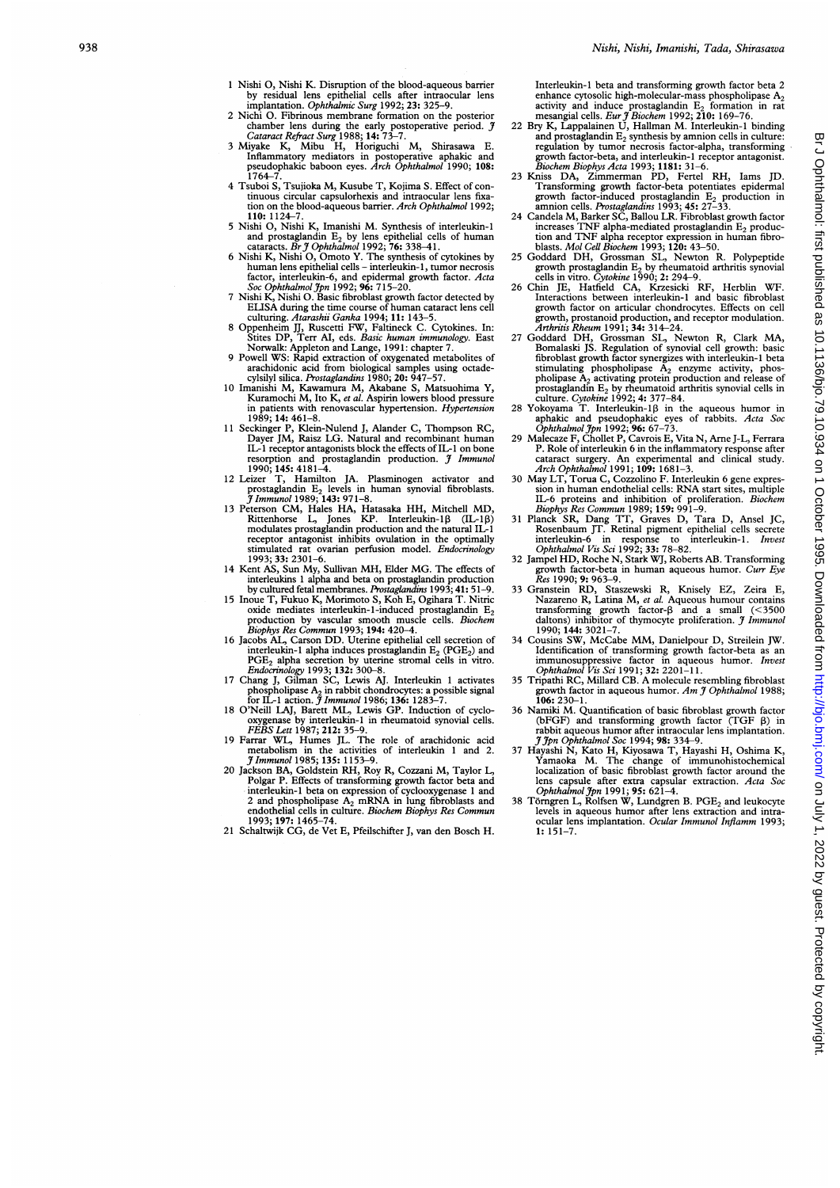1 Nishi O, Nishi K. Disruption of the blood-aqueous barrier by residual lens epithelial cells after intraocular lens implantation. *Ophthalmic Surg* 1992; **23:** 325–9.
2 Nichi O. Fibrinous membrane formation on the posterior chamber lens during the early postoperative period. *J Cataract Refract Surg* 1988; **14:** 73–7.
3 Miyake K, Mibu H, Horiguchi M, Shirasawa E. Inflammatory mediators in postoperative aphakic and pseudophakic baboon eyes. *Arch Ophthalmol* 1990; **108:** 1764–7.
4 Tsuboi S, Tsujioka M, Kusube T, Kojima S. Effect of continuous circular capsulorhexis and intraocular lens fixation on the blood-aqueous barrier. *Arch Ophthalmol* 1992; **110:** 1124–7.
5 Nishi O, Nishi K, Imanishi M. Synthesis of interleukin-1 and prostaglandin $E_2$ by lens epithelial cells of human cataracts. *Br J Ophthalmol* 1992; **76:** 338–41.
6 Nishi K, Nishi O, Omoto Y. The synthesis of cytokines by human lens epithelial cells – interleukin-1, tumor necrosis factor, interleukin-6, and epidermal growth factor. *Acta Soc Ophthalmol Jpn* 1992; **96:** 715–20.
7 Nishi K, Nishi O. Basic fibroblast growth factor detected by ELISA during the time course of human cataract lens cell culturing. *Atarashii Ganka* 1994; **11:** 143–5.
8 Oppenheim JJ, Ruscetti FW, Faltineck C. Cytokines. In: Stites DP, Terr AI, eds. *Basic human immunology*. East Norwalk: Appleton and Lange, 1991: chapter 7.
9 Powell WS: Rapid extraction of oxygenated metabolites of arachidonic acid from biological samples using octadecylsilyl silica. *Prostaglandins* 1980; **20:** 947–57.
10 Imanishi M, Kawamura M, Akabane S, Matsuohima Y, Kuramochi M, Ito K, *et al.* Aspirin lowers blood pressure in patients with renovascular hypertension. *Hypertension* 1989; **14:** 461–8.
11 Seckinger P, Klein-Nulend J, Alander C, Thompson RC, Dayer JM, Raisz LG. Natural and recombinant human IL-1 receptor antagonists block the effects of IL-1 on bone resorption and prostaglandin production. *J Immunol* 1990; **145:** 4181–4.
12 Leizer T, Hamilton JA. Plasminogen activator and prostaglandin $E_2$ levels in human synovial fibroblasts. *J Immunol* 1989; **143:** 971–8.
13 Peterson CM, Hales HA, Hatasaka HH, Mitchell MD, Rittenhorse L, Jones KP. Interleukin-1β (IL-1β) modulates prostaglandin production and the natural IL-1 receptor antagonist inhibits ovulation in the optimally stimulated rat ovarian perfusion model. *Endocrinology* 1993; **33:** 2301–6.
14 Kent AS, Sun My, Sullivan MH, Elder MG. The effects of interleukins 1 alpha and beta on prostaglandin production by cultured fetal membranes. *Prostaglandins* 1993; **41:** 51–9.
15 Inoue T, Fukuo K, Morimoto S, Koh E, Ogihara T. Nitric oxide mediates interleukin-1-induced prostaglandin $E_2$ production by vascular smooth muscle cells. *Biochem Biophys Res Commun* 1993; **194:** 420–4.
16 Jacobs AL, Carson DD. Uterine epithelial cell secretion of interleukin-1 alpha induces prostaglandin $E_2$ ($PGE_2$) and $PGE_2$ alpha secretion by uterine stromal cells in vitro. *Endocrinology* 1993; **132:** 300–8.
17 Chang J, Gilman SC, Lewis AJ. Interleukin 1 activates phospholipase $A_2$ in rabbit chondrocytes: a possible signal for IL-1 action. *J Immunol* 1986; **136:** 1283–7.
18 O'Neill LAJ, Barett ML, Lewis GP. Induction of cyclooxygenase by interleukin-1 in rheumatoid synovial cells. *FEBS Lett* 1987; **212:** 35–9.
19 Farrar WL, Humes JL. The role of arachidonic acid metabolism in the activities of interleukin 1 and 2. *J Immunol* 1985; **135:** 1153–9.
20 Jackson BA, Goldstein RH, Roy R, Cozzani M, Taylor L, Polgar P. Effects of transforming growth factor beta and interleukin-1 beta on expression of cyclooxygenase 1 and 2 and phospholipase $A_2$ mRNA in lung fibroblasts and endothelial cells in culture. *Biochem Biophys Res Commun* 1993; **197:** 1465–74.
21 Schaltwijk CG, de Vet E, Pfeilschifter J, van den Bosch H. Interleukin-1 beta and transforming growth factor beta 2 enhance cytosolic high-molecular-mass phospholipase $A_2$ activity and induce prostaglandin $E_2$ formation in rat mesangial cells. *Eur J Biochem* 1992; **210:** 169–76.
22 Bry K, Lappalainen U, Hallman M. Interleukin-1 binding and prostaglandin $E_2$ synthesis by amnion cells in culture: regulation by tumor necrosis factor-alpha, transforming growth factor-beta, and interleukin-1 receptor antagonist. *Biochem Biophys Acta* 1993; **1181:** 31–6.
23 Kniss DA, Zimmerman PD, Fertel RH, Iams JD. Transforming growth factor-beta potentiates epidermal growth factor-induced prostaglandin $E_2$ production in amnion cells. *Prostaglandins* 1993; **45:** 27–33.
24 Candela M, Barker SC, Ballou LR. Fibroblast growth factor increases TNF alpha-mediated prostaglandin $E_2$ production and TNF alpha receptor expression in human fibroblasts. *Mol Cell Biochem* 1993; **120:** 43–50.
25 Goddard DH, Grossman SL, Newton R. Polypeptide growth prostaglandin $E_2$ by rheumatoid arthritis synovial cells in vitro. *Cytokine* 1990; **2:** 294–9.
26 Chin JE, Hatfield CA, Krzesicki RF, Herblin WF. Interactions between interleukin-1 and basic fibroblast growth factor on articular chondrocytes. Effects on cell growth, prostanoid production, and receptor modulation. *Arthritis Rheum* 1991; **34:** 314–24.
27 Goddard DH, Grossman SL, Newton R, Clark MA, Bomalaski JS. Regulation of synovial cell growth: basic fibroblast growth factor synergizes with interleukin-1 beta stimulating phospholipase $A_2$ enzyme activity, phospholipase $A_2$ activating protein production and release of prostaglandin $E_2$ by rheumatoid arthritis synovial cells in culture. *Cytokine* 1992; **4:** 377–84.
28 Yokoyama T. Interleukin-1β in the aqueous humor in aphakic and pseudophakic eyes of rabbits. *Acta Soc Ophthalmol Jpn* 1992; **96:** 67–73.
29 Malecaze F, Chollet P, Cavrois E, Vita N, Arne J-L, Ferrara P. Role of interleukin 6 in the inflammatory response after cataract surgery. An experimental and clinical study. *Arch Ophthalmol* 1991; **109:** 1681–3.
30 May LT, Torua C, Cozzolino F. Interleukin 6 gene expression in human endothelial cells: RNA start sites, multiple IL-6 proteins and inhibition of proliferation. *Biochem Biophys Res Commun* 1989; **159:** 991–9.
31 Planck SR, Dang TT, Graves D, Tara D, Ansel JC, Rosenbaum JT. Retinal pigment epithelial cells secrete interleukin-6 in response to interleukin-1. *Invest Ophthalmol Vis Sci* 1992; **33:** 78–82.
32 Jampel HD, Roche N, Stark WJ, Roberts AB. Transforming growth factor-beta in human aqueous humor. *Curr Eye Res* 1990; **9:** 963–9.
33 Granstein RD, Staszewski R, Knisely EZ, Zeira E, Nazareno R, Latina M, *et al.* Aqueous humour contains transforming growth factor-β and a small (<3500 daltons) inhibitor of thymocyte proliferation. *J Immunol* 1990; **144:** 3021–7.
34 Cousins SW, McCabe MM, Danielpour D, Streilein JW. Identification of transforming growth factor-beta as an immunosuppressive factor in aqueous humor. *Invest Ophthalmol Vis Sci* 1991; **32:** 2201–11.
35 Tripathi RC, Millard CB. A molecule resembling fibroblast growth factor in aqueous humor. *Am J Ophthalmol* 1988; **106:** 230–1.
36 Namiki M. Quantification of basic fibroblast growth factor (bFGF) and transforming growth factor (TGF β) in rabbit aqueous humor after intraocular lens implantation. *J Jpn Ophthalmol Soc* 1994; **98:** 334–9.
37 Hayashi N, Kato H, Kiyosawa T, Hayashi H, Oshima K, Yamaoka M. The change of immunohistochemical localization of basic fibroblast growth factor around the lens capsule after extra capsular extraction. *Acta Soc Ophthalmol Jpn* 1991; **95:** 621–4.
38 Törngren L, Rolfsen W, Lundgren B. $PGE_2$ and leukocyte levels in aqueous humor after lens extraction and intraocular lens implantation. *Ocular Immunol Inflamm* 1993; **1:** 151–7.